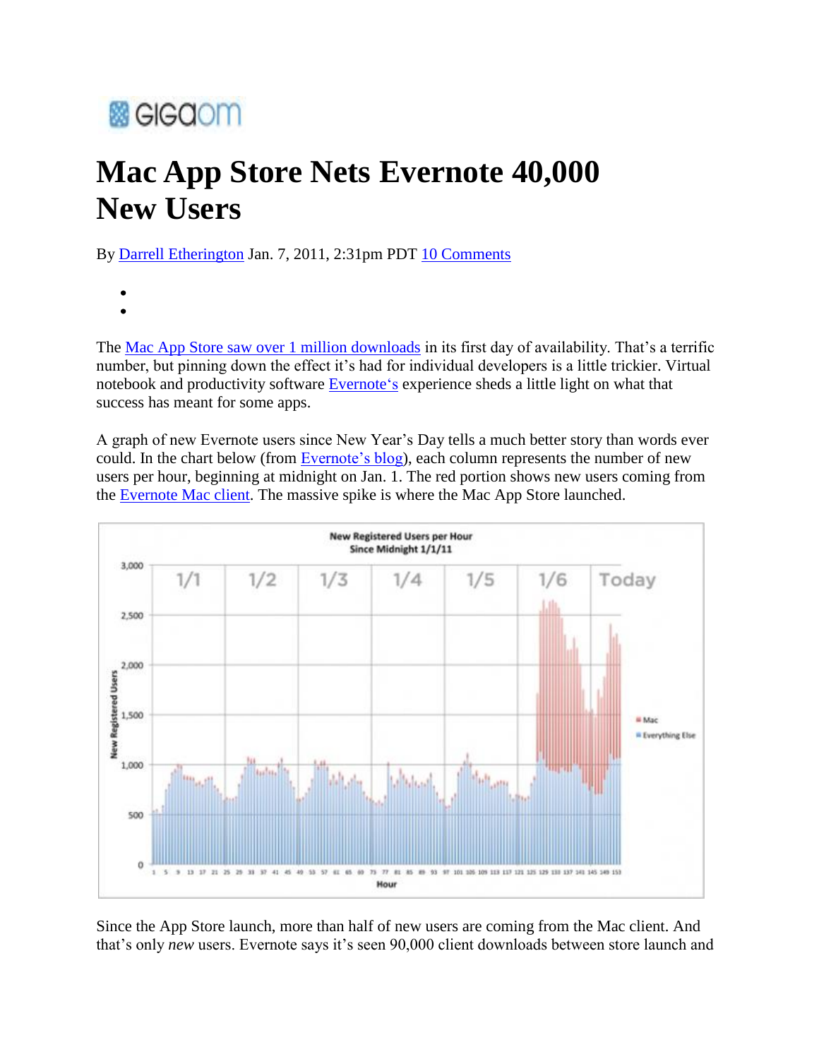GIGAOM

# Mac App Store Nets Evernote 40,000 New Users

By Darrell Etherington Jan. 7, 2011, 2:31pm PDT 10 Comments

The Mac App Store saw over 1 million downloads in its first day of availability. That's a terrific number, but pinning down the effect it's had for individual developers is a little trickier. Virtual notebook and productivity software Evernote's experience sheds a little light on what that success has meant for some apps.

A graph of new Evernote users since New Year's Day tells a much better story than words ever could. In the chart below (from Evernote's blog), each column represents the number of new users per hour, beginning at midnight on Jan. 1. The red portion shows new users coming from the Evernote Mac client. The massive spike is where the Mac App Store launched.

Since the App Store launch, more than half of new users are coming from the Mac client. And that's only *new* users. Evernote says it's seen 90,000 client downloads between store launch and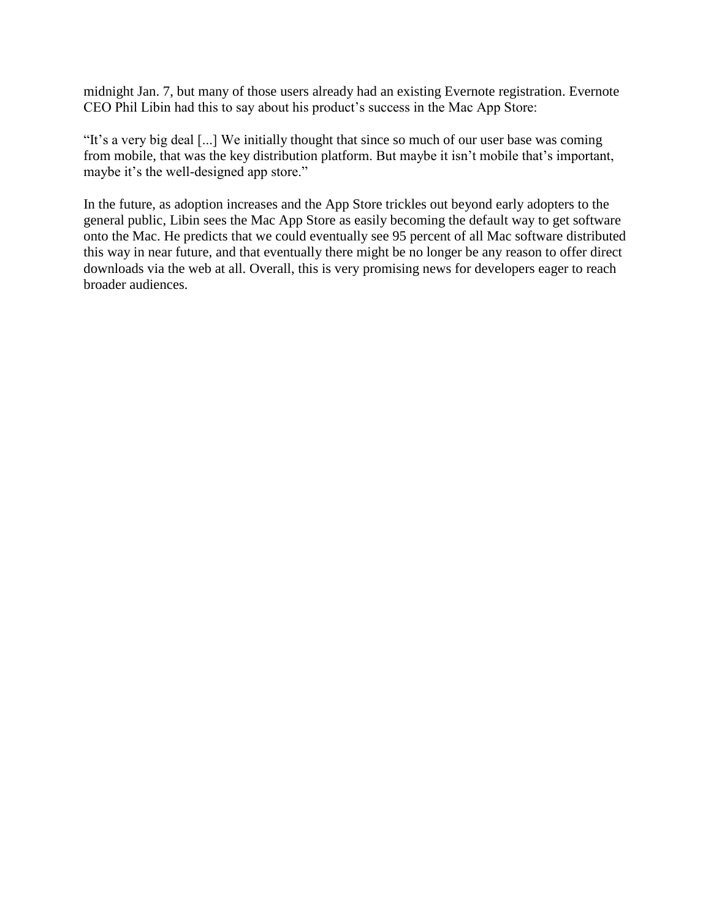midnight Jan. 7, but many of those users already had an existing Evernote registration. Evernote CEO Phil Libin had this to say about his product's success in the Mac App Store:

"It's a very big deal [...] We initially thought that since so much of our user base was coming from mobile, that was the key distribution platform. But maybe it isn't mobile that's important, maybe it's the well-designed app store."

In the future, as adoption increases and the App Store trickles out beyond early adopters to the general public, Libin sees the Mac App Store as easily becoming the default way to get software onto the Mac. He predicts that we could eventually see 95 percent of all Mac software distributed this way in near future, and that eventually there might be no longer be any reason to offer direct downloads via the web at all. Overall, this is very promising news for developers eager to reach broader audiences.